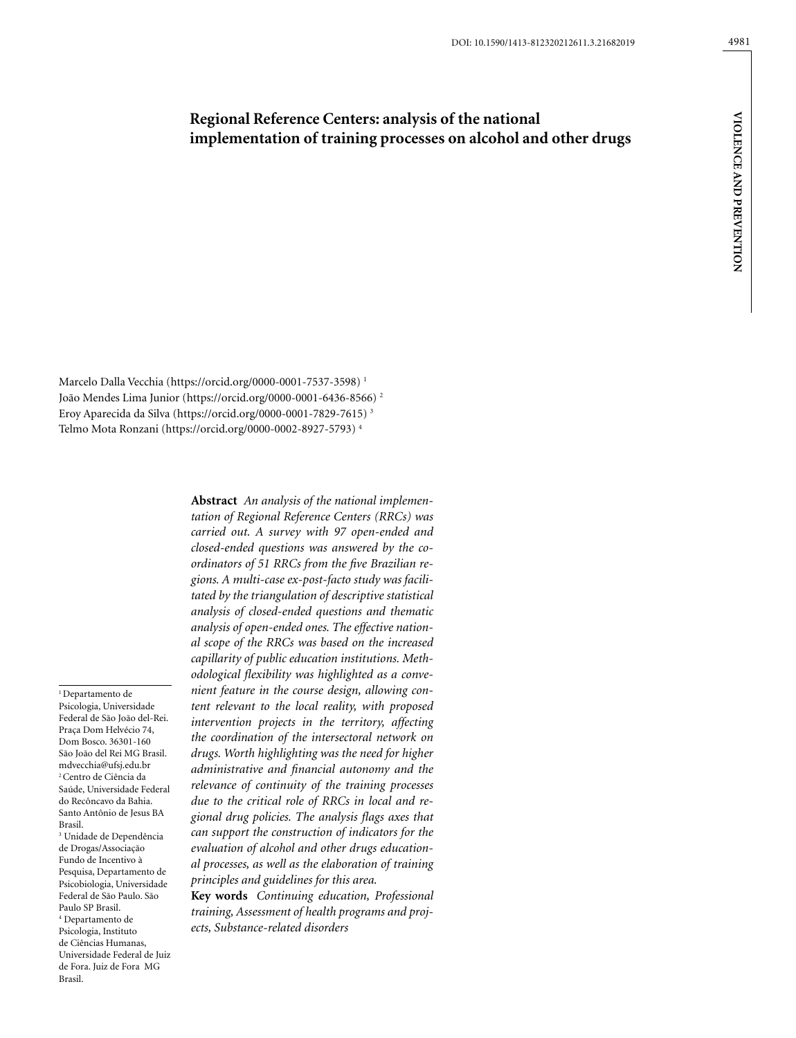# Regional Reference Centers: analysis of the national implementation of training processes on alcohol and other drugs

Marcelo Dalla Vecchia (https://orcid.org/0000-0001-7537-3598) [1]
João Mendes Lima Junior (https://orcid.org/0000-0001-6436-8566) [2]
Eroy Aparecida da Silva (https://orcid.org/0000-0001-7829-7615) [3]
Telmo Mota Ronzani (https://orcid.org/0000-0002-8927-5793) [4]

**Abstract** *An analysis of the national implementation of Regional Reference Centers (RRCs) was carried out. A survey with 97 open-ended and closed-ended questions was answered by the coordinators of 51 RRCs from the five Brazilian regions. A multi-case ex-post-facto study was facilitated by the triangulation of descriptive statistical analysis of closed-ended questions and thematic analysis of open-ended ones. The effective national scope of the RRCs was based on the increased capillarity of public education institutions. Methodological flexibility was highlighted as a convenient feature in the course design, allowing content relevant to the local reality, with proposed intervention projects in the territory, affecting the coordination of the intersectoral network on drugs. Worth highlighting was the need for higher administrative and financial autonomy and the relevance of continuity of the training processes due to the critical role of RRCs in local and regional drug policies. The analysis flags axes that can support the construction of indicators for the evaluation of alcohol and other drugs educational processes, as well as the elaboration of training principles and guidelines for this area.*

**Key words** *Continuing education, Professional training, Assessment of health programs and projects, Substance-related disorders*

[1] Departamento de Psicologia, Universidade Federal de São João del-Rei. Praça Dom Helvécio 74, Dom Bosco. 36301-160 São João del Rei MG Brasil. mdvecchia@ufsj.edu.br
[2] Centro de Ciência da Saúde, Universidade Federal do Recôncavo da Bahia. Santo Antônio de Jesus BA Brasil.
[3] Unidade de Dependência de Drogas/Associação Fundo de Incentivo à Pesquisa, Departamento de Psicobiologia, Universidade Federal de São Paulo. São Paulo SP Brasil.
[4] Departamento de Psicologia, Instituto de Ciências Humanas, Universidade Federal de Juiz de Fora. Juiz de Fora MG Brasil.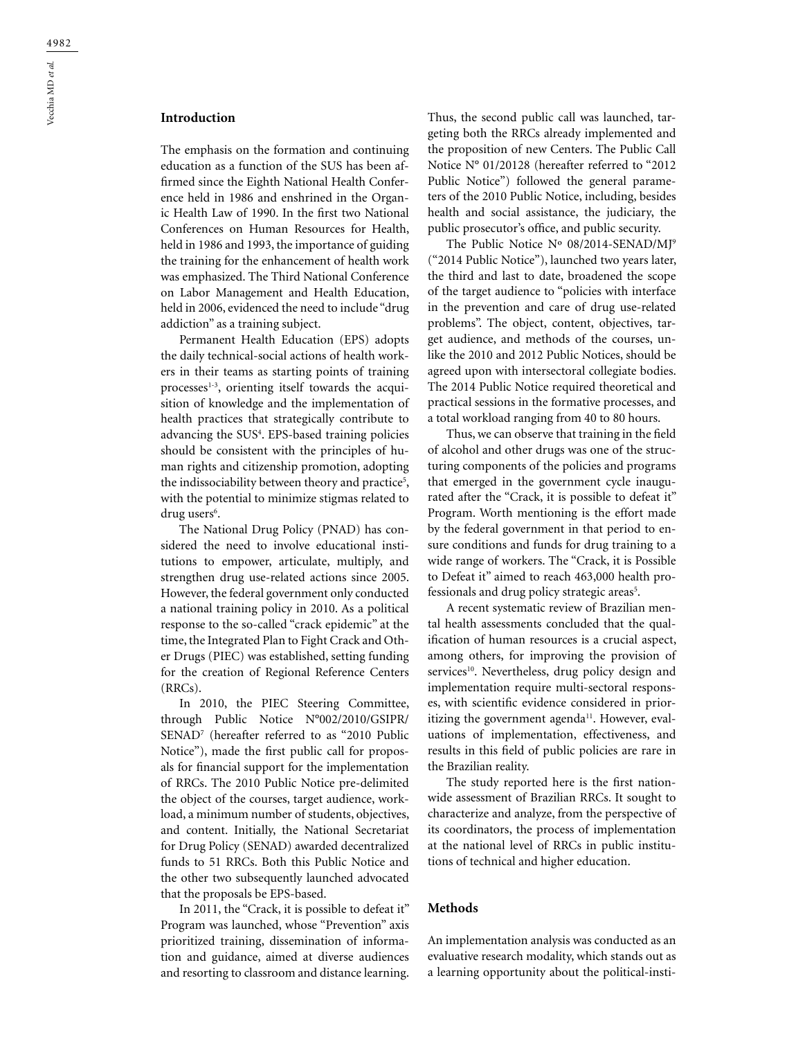## Introduction

The emphasis on the formation and continuing education as a function of the SUS has been affirmed since the Eighth National Health Conference held in 1986 and enshrined in the Organic Health Law of 1990. In the first two National Conferences on Human Resources for Health, held in 1986 and 1993, the importance of guiding the training for the enhancement of health work was emphasized. The Third National Conference on Labor Management and Health Education, held in 2006, evidenced the need to include "drug addiction" as a training subject.

Permanent Health Education (EPS) adopts the daily technical-social actions of health workers in their teams as starting points of training processes[1-3], orienting itself towards the acquisition of knowledge and the implementation of health practices that strategically contribute to advancing the SUS[4]. EPS-based training policies should be consistent with the principles of human rights and citizenship promotion, adopting the indissociability between theory and practice[5], with the potential to minimize stigmas related to drug users[6].

The National Drug Policy (PNAD) has considered the need to involve educational institutions to empower, articulate, multiply, and strengthen drug use-related actions since 2005. However, the federal government only conducted a national training policy in 2010. As a political response to the so-called "crack epidemic" at the time, the Integrated Plan to Fight Crack and Other Drugs (PIEC) was established, setting funding for the creation of Regional Reference Centers (RRCs).

In 2010, the PIEC Steering Committee, through Public Notice N°002/2010/GSIPR/SENAD[7] (hereafter referred to as "2010 Public Notice"), made the first public call for proposals for financial support for the implementation of RRCs. The 2010 Public Notice pre-delimited the object of the courses, target audience, workload, a minimum number of students, objectives, and content. Initially, the National Secretariat for Drug Policy (SENAD) awarded decentralized funds to 51 RRCs. Both this Public Notice and the other two subsequently launched advocated that the proposals be EPS-based.

In 2011, the "Crack, it is possible to defeat it" Program was launched, whose "Prevention" axis prioritized training, dissemination of information and guidance, aimed at diverse audiences and resorting to classroom and distance learning. Thus, the second public call was launched, targeting both the RRCs already implemented and the proposition of new Centers. The Public Call Notice N° 01/2012[8] (hereafter referred to "2012 Public Notice") followed the general parameters of the 2010 Public Notice, including, besides health and social assistance, the judiciary, the public prosecutor's office, and public security.

The Public Notice Nº 08/2014-SENAD/MJ[9] ("2014 Public Notice"), launched two years later, the third and last to date, broadened the scope of the target audience to "policies with interface in the prevention and care of drug use-related problems". The object, content, objectives, target audience, and methods of the courses, unlike the 2010 and 2012 Public Notices, should be agreed upon with intersectoral collegiate bodies. The 2014 Public Notice required theoretical and practical sessions in the formative processes, and a total workload ranging from 40 to 80 hours.

Thus, we can observe that training in the field of alcohol and other drugs was one of the structuring components of the policies and programs that emerged in the government cycle inaugurated after the "Crack, it is possible to defeat it" Program. Worth mentioning is the effort made by the federal government in that period to ensure conditions and funds for drug training to a wide range of workers. The "Crack, it is Possible to Defeat it" aimed to reach 463,000 health professionals and drug policy strategic areas[5].

A recent systematic review of Brazilian mental health assessments concluded that the qualification of human resources is a crucial aspect, among others, for improving the provision of services[10]. Nevertheless, drug policy design and implementation require multi-sectoral responses, with scientific evidence considered in prioritizing the government agenda[11]. However, evaluations of implementation, effectiveness, and results in this field of public policies are rare in the Brazilian reality.

The study reported here is the first nationwide assessment of Brazilian RRCs. It sought to characterize and analyze, from the perspective of its coordinators, the process of implementation at the national level of RRCs in public institutions of technical and higher education.

## Methods

An implementation analysis was conducted as an evaluative research modality, which stands out as a learning opportunity about the political-insti-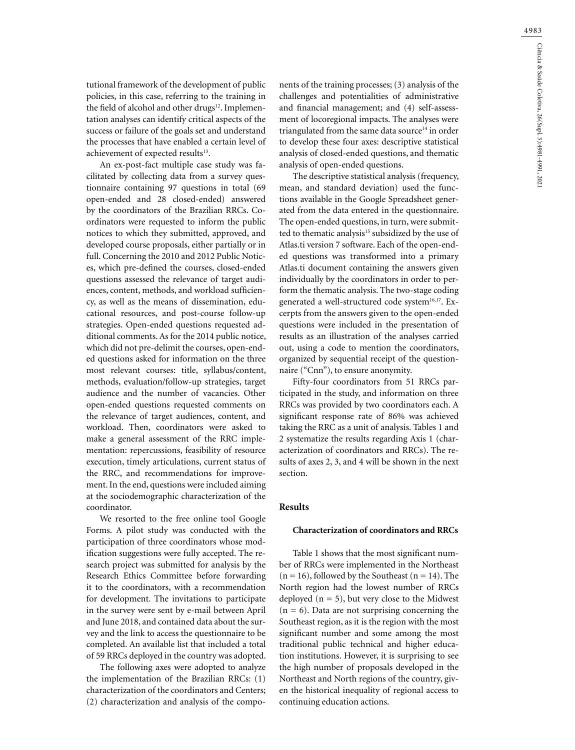tutional framework of the development of public policies, in this case, referring to the training in the field of alcohol and other drugs[12]. Implementation analyses can identify critical aspects of the success or failure of the goals set and understand the processes that have enabled a certain level of achievement of expected results[13].

An ex-post-fact multiple case study was facilitated by collecting data from a survey questionnaire containing 97 questions in total (69 open-ended and 28 closed-ended) answered by the coordinators of the Brazilian RRCs. Coordinators were requested to inform the public notices to which they submitted, approved, and developed course proposals, either partially or in full. Concerning the 2010 and 2012 Public Notices, which pre-defined the courses, closed-ended questions assessed the relevance of target audiences, content, methods, and workload sufficiency, as well as the means of dissemination, educational resources, and post-course follow-up strategies. Open-ended questions requested additional comments. As for the 2014 public notice, which did not pre-delimit the courses, open-ended questions asked for information on the three most relevant courses: title, syllabus/content, methods, evaluation/follow-up strategies, target audience and the number of vacancies. Other open-ended questions requested comments on the relevance of target audiences, content, and workload. Then, coordinators were asked to make a general assessment of the RRC implementation: repercussions, feasibility of resource execution, timely articulations, current status of the RRC, and recommendations for improvement. In the end, questions were included aiming at the sociodemographic characterization of the coordinator.

We resorted to the free online tool Google Forms. A pilot study was conducted with the participation of three coordinators whose modification suggestions were fully accepted. The research project was submitted for analysis by the Research Ethics Committee before forwarding it to the coordinators, with a recommendation for development. The invitations to participate in the survey were sent by e-mail between April and June 2018, and contained data about the survey and the link to access the questionnaire to be completed. An available list that included a total of 59 RRCs deployed in the country was adopted.

The following axes were adopted to analyze the implementation of the Brazilian RRCs: (1) characterization of the coordinators and Centers; (2) characterization and analysis of the components of the training processes; (3) analysis of the challenges and potentialities of administrative and financial management; and (4) self-assessment of locoregional impacts. The analyses were triangulated from the same data source[14] in order to develop these four axes: descriptive statistical analysis of closed-ended questions, and thematic analysis of open-ended questions.

The descriptive statistical analysis (frequency, mean, and standard deviation) used the functions available in the Google Spreadsheet generated from the data entered in the questionnaire. The open-ended questions, in turn, were submitted to thematic analysis[15] subsidized by the use of Atlas.ti version 7 software. Each of the open-ended questions was transformed into a primary Atlas.ti document containing the answers given individually by the coordinators in order to perform the thematic analysis. The two-stage coding generated a well-structured code system[16,17]. Excerpts from the answers given to the open-ended questions were included in the presentation of results as an illustration of the analyses carried out, using a code to mention the coordinators, organized by sequential receipt of the questionnaire ("Cnn"), to ensure anonymity.

Fifty-four coordinators from 51 RRCs participated in the study, and information on three RRCs was provided by two coordinators each. A significant response rate of 86% was achieved taking the RRC as a unit of analysis. Tables 1 and 2 systematize the results regarding Axis 1 (characterization of coordinators and RRCs). The results of axes 2, 3, and 4 will be shown in the next section.

## Results

### Characterization of coordinators and RRCs

Table 1 shows that the most significant number of RRCs were implemented in the Northeast ($n = 16$), followed by the Southeast ($n = 14$). The North region had the lowest number of RRCs deployed ($n = 5$), but very close to the Midwest ($n = 6$). Data are not surprising concerning the Southeast region, as it is the region with the most significant number and some among the most traditional public technical and higher education institutions. However, it is surprising to see the high number of proposals developed in the Northeast and North regions of the country, given the historical inequality of regional access to continuing education actions.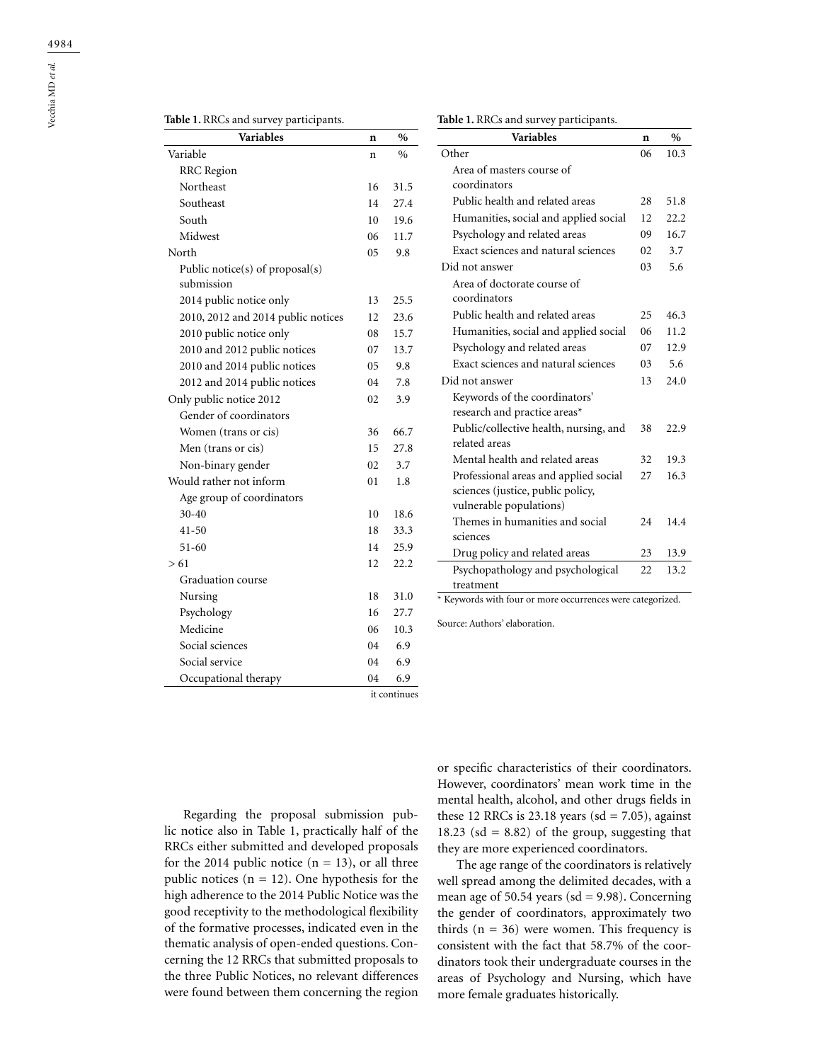**Table 1.** RRCs and survey participants.

| Variables | n | % |
|---|---|---|
| Variable | n | % |
| RRC Region | | |
| Northeast | 16 | 31.5 |
| Southeast | 14 | 27.4 |
| South | 10 | 19.6 |
| Midwest | 06 | 11.7 |
| North | 05 | 9.8 |
| Public notice(s) of proposal(s) submission | | |
| 2014 public notice only | 13 | 25.5 |
| 2010, 2012 and 2014 public notices | 12 | 23.6 |
| 2010 public notice only | 08 | 15.7 |
| 2010 and 2012 public notices | 07 | 13.7 |
| 2010 and 2014 public notices | 05 | 9.8 |
| 2012 and 2014 public notices | 04 | 7.8 |
| Only public notice 2012 | 02 | 3.9 |
| Gender of coordinators | | |
| Women (trans or cis) | 36 | 66.7 |
| Men (trans or cis) | 15 | 27.8 |
| Non-binary gender | 02 | 3.7 |
| Would rather not inform | 01 | 1.8 |
| Age group of coordinators | | |
| 30-40 | 10 | 18.6 |
| 41-50 | 18 | 33.3 |
| 51-60 | 14 | 25.9 |
| > 61 | 12 | 22.2 |
| Graduation course | | |
| Nursing | 18 | 31.0 |
| Psychology | 16 | 27.7 |
| Medicine | 06 | 10.3 |
| Social sciences | 04 | 6.9 |
| Social service | 04 | 6.9 |
| Occupational therapy | 04 | 6.9 |
| Other | 06 | 10.3 |
| Area of masters course of coordinators | | |
| Public health and related areas | 28 | 51.8 |
| Humanities, social and applied social | 12 | 22.2 |
| Psychology and related areas | 09 | 16.7 |
| Exact sciences and natural sciences | 02 | 3.7 |
| Did not answer | 03 | 5.6 |
| Area of doctorate course of coordinators | | |
| Public health and related areas | 25 | 46.3 |
| Humanities, social and applied social | 06 | 11.2 |
| Psychology and related areas | 07 | 12.9 |
| Exact sciences and natural sciences | 03 | 5.6 |
| Did not answer | 13 | 24.0 |
| Keywords of the coordinators' research and practice areas* | | |
| Public/collective health, nursing, and related areas | 38 | 22.9 |
| Mental health and related areas | 32 | 19.3 |
| Professional areas and applied social sciences (justice, public policy, vulnerable populations) | 27 | 16.3 |
| Themes in humanities and social sciences | 24 | 14.4 |
| Drug policy and related areas | 23 | 13.9 |
| Psychopathology and psychological treatment | 22 | 13.2 |

\* Keywords with four or more occurrences were categorized.

Source: Authors' elaboration.

Regarding the proposal submission public notice also in Table 1, practically half of the RRCs either submitted and developed proposals for the 2014 public notice (n = 13), or all three public notices (n = 12). One hypothesis for the high adherence to the 2014 Public Notice was the good receptivity to the methodological flexibility of the formative processes, indicated even in the thematic analysis of open-ended questions. Concerning the 12 RRCs that submitted proposals to the three Public Notices, no relevant differences were found between them concerning the region or specific characteristics of their coordinators. However, coordinators' mean work time in the mental health, alcohol, and other drugs fields in these 12 RRCs is 23.18 years (sd = 7.05), against 18.23 (sd = 8.82) of the group, suggesting that they are more experienced coordinators.

The age range of the coordinators is relatively well spread among the delimited decades, with a mean age of 50.54 years (sd = 9.98). Concerning the gender of coordinators, approximately two thirds (n = 36) were women. This frequency is consistent with the fact that 58.7% of the coordinators took their undergraduate courses in the areas of Psychology and Nursing, which have more female graduates historically.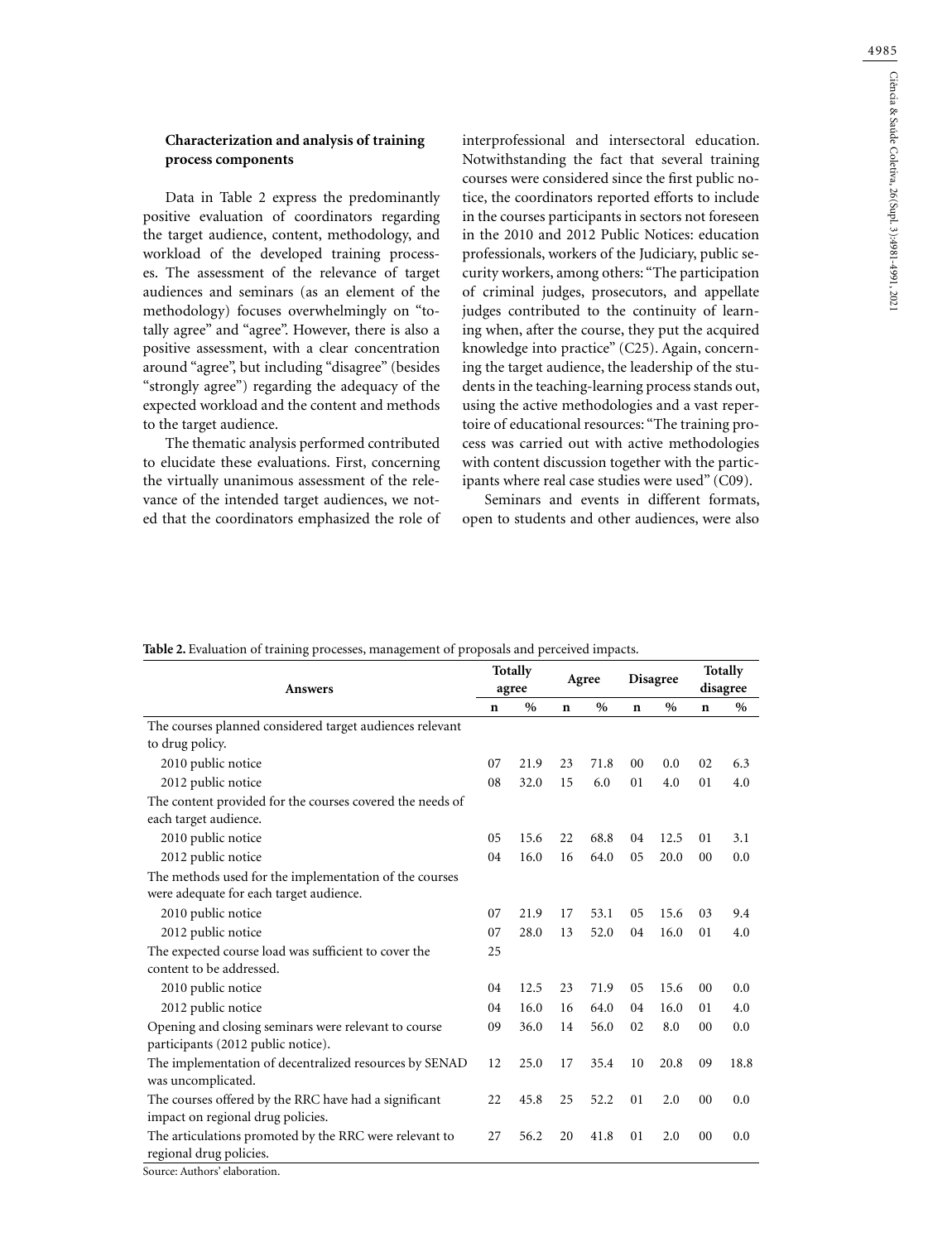### Characterization and analysis of training process components

Data in Table 2 express the predominantly positive evaluation of coordinators regarding the target audience, content, methodology, and workload of the developed training processes. The assessment of the relevance of target audiences and seminars (as an element of the methodology) focuses overwhelmingly on "totally agree" and "agree". However, there is also a positive assessment, with a clear concentration around "agree", but including "disagree" (besides "strongly agree") regarding the adequacy of the expected workload and the content and methods to the target audience.

The thematic analysis performed contributed to elucidate these evaluations. First, concerning the virtually unanimous assessment of the relevance of the intended target audiences, we noted that the coordinators emphasized the role of interprofessional and intersectoral education. Notwithstanding the fact that several training courses were considered since the first public notice, the coordinators reported efforts to include in the courses participants in sectors not foreseen in the 2010 and 2012 Public Notices: education professionals, workers of the Judiciary, public security workers, among others: "The participation of criminal judges, prosecutors, and appellate judges contributed to the continuity of learning when, after the course, they put the acquired knowledge into practice" (C25). Again, concerning the target audience, the leadership of the students in the teaching-learning process stands out, using the active methodologies and a vast repertoire of educational resources: "The training process was carried out with active methodologies with content discussion together with the participants where real case studies were used" (C09).

Seminars and events in different formats, open to students and other audiences, were also

**Table 2.** Evaluation of training processes, management of proposals and perceived impacts.

| Answers | Totally agree | | Agree | | Disagree | | Totally disagree | |
|---|---|---|---|---|---|---|---|---|
| | n | % | n | % | n | % | n | % |
| The courses planned considered target audiences relevant to drug policy. | | | | | | | | |
| 2010 public notice | 07 | 21.9 | 23 | 71.8 | 00 | 0.0 | 02 | 6.3 |
| 2012 public notice | 08 | 32.0 | 15 | 6.0 | 01 | 4.0 | 01 | 4.0 |
| The content provided for the courses covered the needs of each target audience. | | | | | | | | |
| 2010 public notice | 05 | 15.6 | 22 | 68.8 | 04 | 12.5 | 01 | 3.1 |
| 2012 public notice | 04 | 16.0 | 16 | 64.0 | 05 | 20.0 | 00 | 0.0 |
| The methods used for the implementation of the courses were adequate for each target audience. | | | | | | | | |
| 2010 public notice | 07 | 21.9 | 17 | 53.1 | 05 | 15.6 | 03 | 9.4 |
| 2012 public notice | 07 | 28.0 | 13 | 52.0 | 04 | 16.0 | 01 | 4.0 |
| The expected course load was sufficient to cover the content to be addressed. | 25 | | | | | | | |
| 2010 public notice | 04 | 12.5 | 23 | 71.9 | 05 | 15.6 | 00 | 0.0 |
| 2012 public notice | 04 | 16.0 | 16 | 64.0 | 04 | 16.0 | 01 | 4.0 |
| Opening and closing seminars were relevant to course participants (2012 public notice). | 09 | 36.0 | 14 | 56.0 | 02 | 8.0 | 00 | 0.0 |
| The implementation of decentralized resources by SENAD was uncomplicated. | 12 | 25.0 | 17 | 35.4 | 10 | 20.8 | 09 | 18.8 |
| The courses offered by the RRC have had a significant impact on regional drug policies. | 22 | 45.8 | 25 | 52.2 | 01 | 2.0 | 00 | 0.0 |
| The articulations promoted by the RRC were relevant to regional drug policies. | 27 | 56.2 | 20 | 41.8 | 01 | 2.0 | 00 | 0.0 |

Source: Authors' elaboration.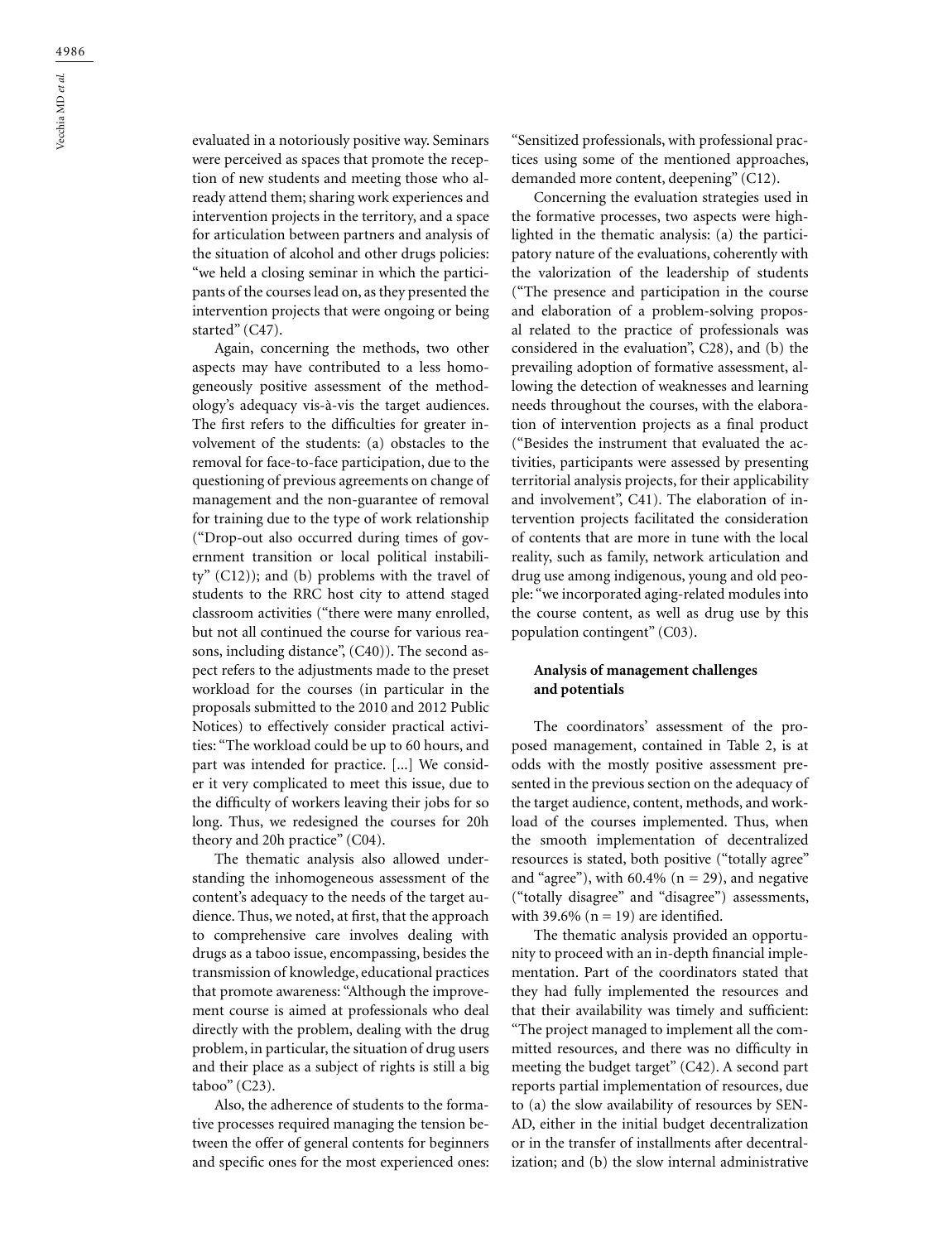evaluated in a notoriously positive way. Seminars were perceived as spaces that promote the reception of new students and meeting those who already attend them; sharing work experiences and intervention projects in the territory, and a space for articulation between partners and analysis of the situation of alcohol and other drugs policies: "we held a closing seminar in which the participants of the courses lead on, as they presented the intervention projects that were ongoing or being started" (C47).

Again, concerning the methods, two other aspects may have contributed to a less homogeneously positive assessment of the methodology's adequacy vis-à-vis the target audiences. The first refers to the difficulties for greater involvement of the students: (a) obstacles to the removal for face-to-face participation, due to the questioning of previous agreements on change of management and the non-guarantee of removal for training due to the type of work relationship ("Drop-out also occurred during times of government transition or local political instability" (C12)); and (b) problems with the travel of students to the RRC host city to attend staged classroom activities ("there were many enrolled, but not all continued the course for various reasons, including distance", (C40)). The second aspect refers to the adjustments made to the preset workload for the courses (in particular in the proposals submitted to the 2010 and 2012 Public Notices) to effectively consider practical activities: "The workload could be up to 60 hours, and part was intended for practice. [...] We consider it very complicated to meet this issue, due to the difficulty of workers leaving their jobs for so long. Thus, we redesigned the courses for 20h theory and 20h practice" (C04).

The thematic analysis also allowed understanding the inhomogeneous assessment of the content's adequacy to the needs of the target audience. Thus, we noted, at first, that the approach to comprehensive care involves dealing with drugs as a taboo issue, encompassing, besides the transmission of knowledge, educational practices that promote awareness: "Although the improvement course is aimed at professionals who deal directly with the problem, dealing with the drug problem, in particular, the situation of drug users and their place as a subject of rights is still a big taboo" (C23).

Also, the adherence of students to the formative processes required managing the tension between the offer of general contents for beginners and specific ones for the most experienced ones: "Sensitized professionals, with professional practices using some of the mentioned approaches, demanded more content, deepening" (C12).

Concerning the evaluation strategies used in the formative processes, two aspects were highlighted in the thematic analysis: (a) the participatory nature of the evaluations, coherently with the valorization of the leadership of students ("The presence and participation in the course and elaboration of a problem-solving proposal related to the practice of professionals was considered in the evaluation", C28), and (b) the prevailing adoption of formative assessment, allowing the detection of weaknesses and learning needs throughout the courses, with the elaboration of intervention projects as a final product ("Besides the instrument that evaluated the activities, participants were assessed by presenting territorial analysis projects, for their applicability and involvement", C41). The elaboration of intervention projects facilitated the consideration of contents that are more in tune with the local reality, such as family, network articulation and drug use among indigenous, young and old people: "we incorporated aging-related modules into the course content, as well as drug use by this population contingent" (C03).

### Analysis of management challenges and potentials

The coordinators' assessment of the proposed management, contained in Table 2, is at odds with the mostly positive assessment presented in the previous section on the adequacy of the target audience, content, methods, and workload of the courses implemented. Thus, when the smooth implementation of decentralized resources is stated, both positive ("totally agree" and "agree"), with 60.4% (n = 29), and negative ("totally disagree" and "disagree") assessments, with 39.6% (n = 19) are identified.

The thematic analysis provided an opportunity to proceed with an in-depth financial implementation. Part of the coordinators stated that they had fully implemented the resources and that their availability was timely and sufficient: "The project managed to implement all the committed resources, and there was no difficulty in meeting the budget target" (C42). A second part reports partial implementation of resources, due to (a) the slow availability of resources by SENAD, either in the initial budget decentralization or in the transfer of installments after decentralization; and (b) the slow internal administrative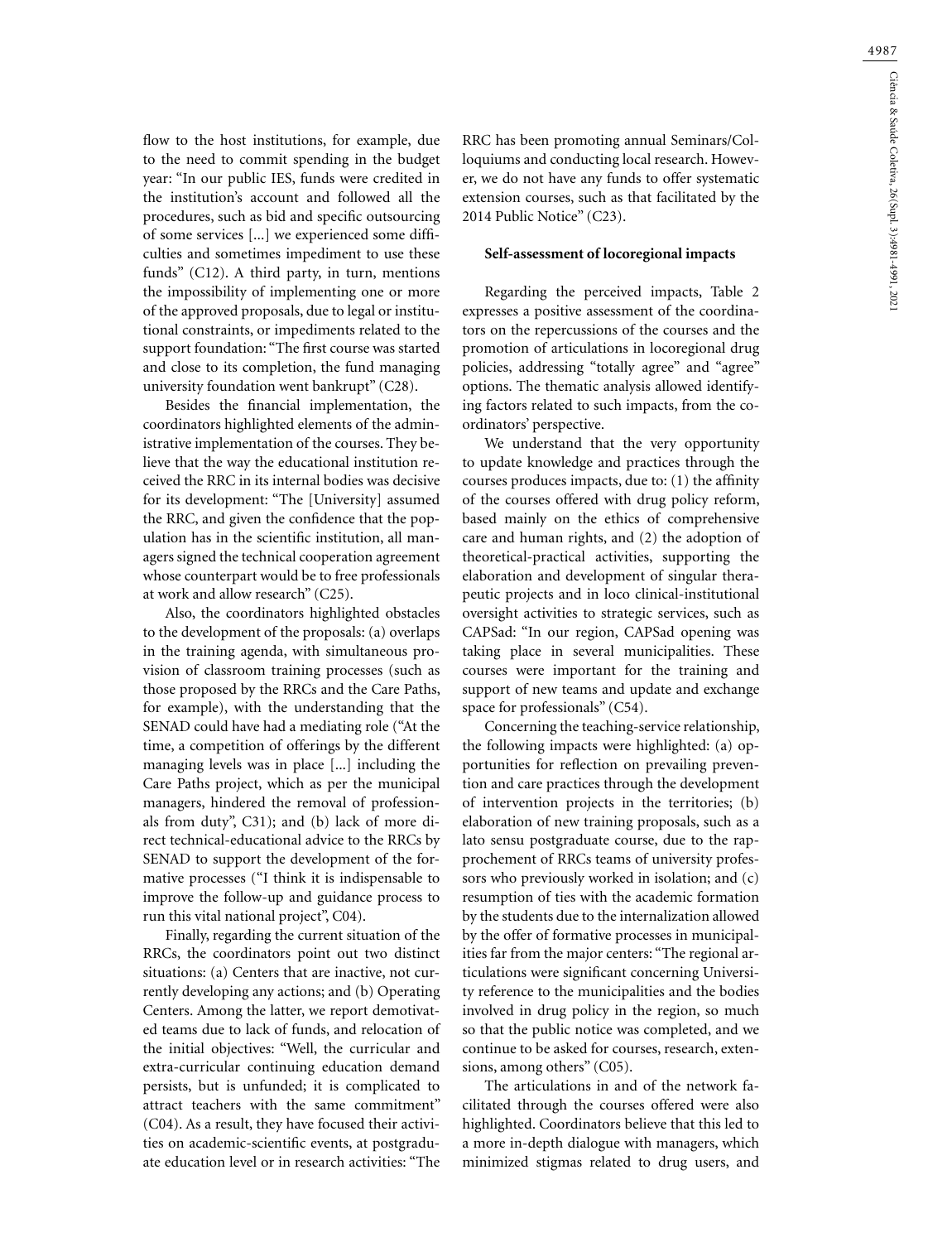flow to the host institutions, for example, due to the need to commit spending in the budget year: "In our public IES, funds were credited in the institution's account and followed all the procedures, such as bid and specific outsourcing of some services [...] we experienced some difficulties and sometimes impediment to use these funds" (C12). A third party, in turn, mentions the impossibility of implementing one or more of the approved proposals, due to legal or institutional constraints, or impediments related to the support foundation: "The first course was started and close to its completion, the fund managing university foundation went bankrupt" (C28).

Besides the financial implementation, the coordinators highlighted elements of the administrative implementation of the courses. They believe that the way the educational institution received the RRC in its internal bodies was decisive for its development: "The [University] assumed the RRC, and given the confidence that the population has in the scientific institution, all managers signed the technical cooperation agreement whose counterpart would be to free professionals at work and allow research" (C25).

Also, the coordinators highlighted obstacles to the development of the proposals: (a) overlaps in the training agenda, with simultaneous provision of classroom training processes (such as those proposed by the RRCs and the Care Paths, for example), with the understanding that the SENAD could have had a mediating role ("At the time, a competition of offerings by the different managing levels was in place [...] including the Care Paths project, which as per the municipal managers, hindered the removal of professionals from duty", C31); and (b) lack of more direct technical-educational advice to the RRCs by SENAD to support the development of the formative processes ("I think it is indispensable to improve the follow-up and guidance process to run this vital national project", C04).

Finally, regarding the current situation of the RRCs, the coordinators point out two distinct situations: (a) Centers that are inactive, not currently developing any actions; and (b) Operating Centers. Among the latter, we report demotivated teams due to lack of funds, and relocation of the initial objectives: "Well, the curricular and extra-curricular continuing education demand persists, but is unfunded; it is complicated to attract teachers with the same commitment" (C04). As a result, they have focused their activities on academic-scientific events, at postgraduate education level or in research activities: "The RRC has been promoting annual Seminars/Colloquiums and conducting local research. However, we do not have any funds to offer systematic extension courses, such as that facilitated by the 2014 Public Notice" (C23).

**Self-assessment of locoregional impacts**

Regarding the perceived impacts, Table 2 expresses a positive assessment of the coordinators on the repercussions of the courses and the promotion of articulations in locoregional drug policies, addressing "totally agree" and "agree" options. The thematic analysis allowed identifying factors related to such impacts, from the coordinators' perspective.

We understand that the very opportunity to update knowledge and practices through the courses produces impacts, due to: (1) the affinity of the courses offered with drug policy reform, based mainly on the ethics of comprehensive care and human rights, and (2) the adoption of theoretical-practical activities, supporting the elaboration and development of singular therapeutic projects and in loco clinical-institutional oversight activities to strategic services, such as CAPSad: "In our region, CAPSad opening was taking place in several municipalities. These courses were important for the training and support of new teams and update and exchange space for professionals" (C54).

Concerning the teaching-service relationship, the following impacts were highlighted: (a) opportunities for reflection on prevailing prevention and care practices through the development of intervention projects in the territories; (b) elaboration of new training proposals, such as a lato sensu postgraduate course, due to the rapprochement of RRCs teams of university professors who previously worked in isolation; and (c) resumption of ties with the academic formation by the students due to the internalization allowed by the offer of formative processes in municipalities far from the major centers: "The regional articulations were significant concerning University reference to the municipalities and the bodies involved in drug policy in the region, so much so that the public notice was completed, and we continue to be asked for courses, research, extensions, among others" (C05).

The articulations in and of the network facilitated through the courses offered were also highlighted. Coordinators believe that this led to a more in-depth dialogue with managers, which minimized stigmas related to drug users, and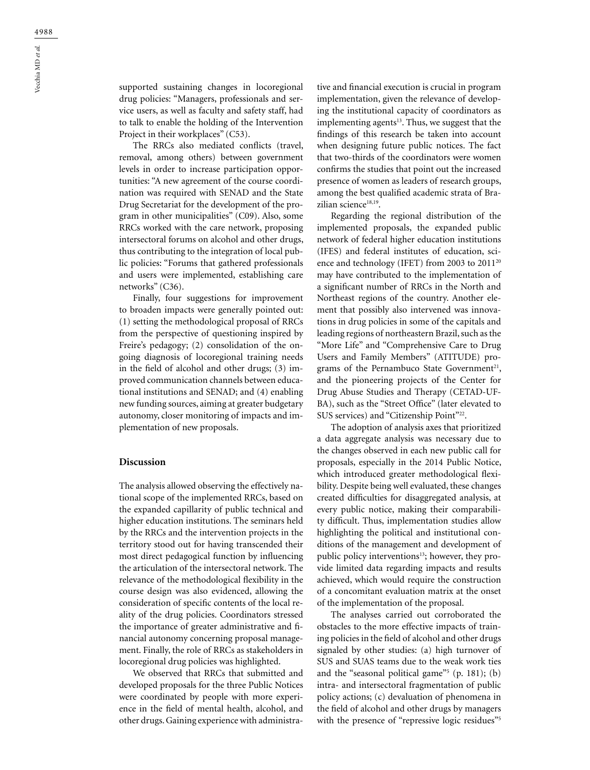supported sustaining changes in locoregional drug policies: "Managers, professionals and service users, as well as faculty and safety staff, had to talk to enable the holding of the Intervention Project in their workplaces" (C53).

The RRCs also mediated conflicts (travel, removal, among others) between government levels in order to increase participation opportunities: "A new agreement of the course coordination was required with SENAD and the State Drug Secretariat for the development of the program in other municipalities" (C09). Also, some RRCs worked with the care network, proposing intersectoral forums on alcohol and other drugs, thus contributing to the integration of local public policies: "Forums that gathered professionals and users were implemented, establishing care networks" (C36).

Finally, four suggestions for improvement to broaden impacts were generally pointed out: (1) setting the methodological proposal of RRCs from the perspective of questioning inspired by Freire's pedagogy; (2) consolidation of the ongoing diagnosis of locoregional training needs in the field of alcohol and other drugs; (3) improved communication channels between educational institutions and SENAD; and (4) enabling new funding sources, aiming at greater budgetary autonomy, closer monitoring of impacts and implementation of new proposals.

## Discussion

The analysis allowed observing the effectively national scope of the implemented RRCs, based on the expanded capillarity of public technical and higher education institutions. The seminars held by the RRCs and the intervention projects in the territory stood out for having transcended their most direct pedagogical function by influencing the articulation of the intersectoral network. The relevance of the methodological flexibility in the course design was also evidenced, allowing the consideration of specific contents of the local reality of the drug policies. Coordinators stressed the importance of greater administrative and financial autonomy concerning proposal management. Finally, the role of RRCs as stakeholders in locoregional drug policies was highlighted.

We observed that RRCs that submitted and developed proposals for the three Public Notices were coordinated by people with more experience in the field of mental health, alcohol, and other drugs. Gaining experience with administrative and financial execution is crucial in program implementation, given the relevance of developing the institutional capacity of coordinators as implementing agents[13]. Thus, we suggest that the findings of this research be taken into account when designing future public notices. The fact that two-thirds of the coordinators were women confirms the studies that point out the increased presence of women as leaders of research groups, among the best qualified academic strata of Brazilian science[18,19].

Regarding the regional distribution of the implemented proposals, the expanded public network of federal higher education institutions (IFES) and federal institutes of education, science and technology (IFET) from 2003 to 2011[20] may have contributed to the implementation of a significant number of RRCs in the North and Northeast regions of the country. Another element that possibly also intervened was innovations in drug policies in some of the capitals and leading regions of northeastern Brazil, such as the "More Life" and "Comprehensive Care to Drug Users and Family Members" (ATITUDE) programs of the Pernambuco State Government[21], and the pioneering projects of the Center for Drug Abuse Studies and Therapy (CETAD-UFBA), such as the "Street Office" (later elevated to SUS services) and "Citizenship Point"[22].

The adoption of analysis axes that prioritized a data aggregate analysis was necessary due to the changes observed in each new public call for proposals, especially in the 2014 Public Notice, which introduced greater methodological flexibility. Despite being well evaluated, these changes created difficulties for disaggregated analysis, at every public notice, making their comparability difficult. Thus, implementation studies allow highlighting the political and institutional conditions of the management and development of public policy interventions[13]; however, they provide limited data regarding impacts and results achieved, which would require the construction of a concomitant evaluation matrix at the onset of the implementation of the proposal.

The analyses carried out corroborated the obstacles to the more effective impacts of training policies in the field of alcohol and other drugs signaled by other studies: (a) high turnover of SUS and SUAS teams due to the weak work ties and the "seasonal political game"[5] (p. 181); (b) intra- and intersectoral fragmentation of public policy actions; (c) devaluation of phenomena in the field of alcohol and other drugs by managers with the presence of "repressive logic residues"[5]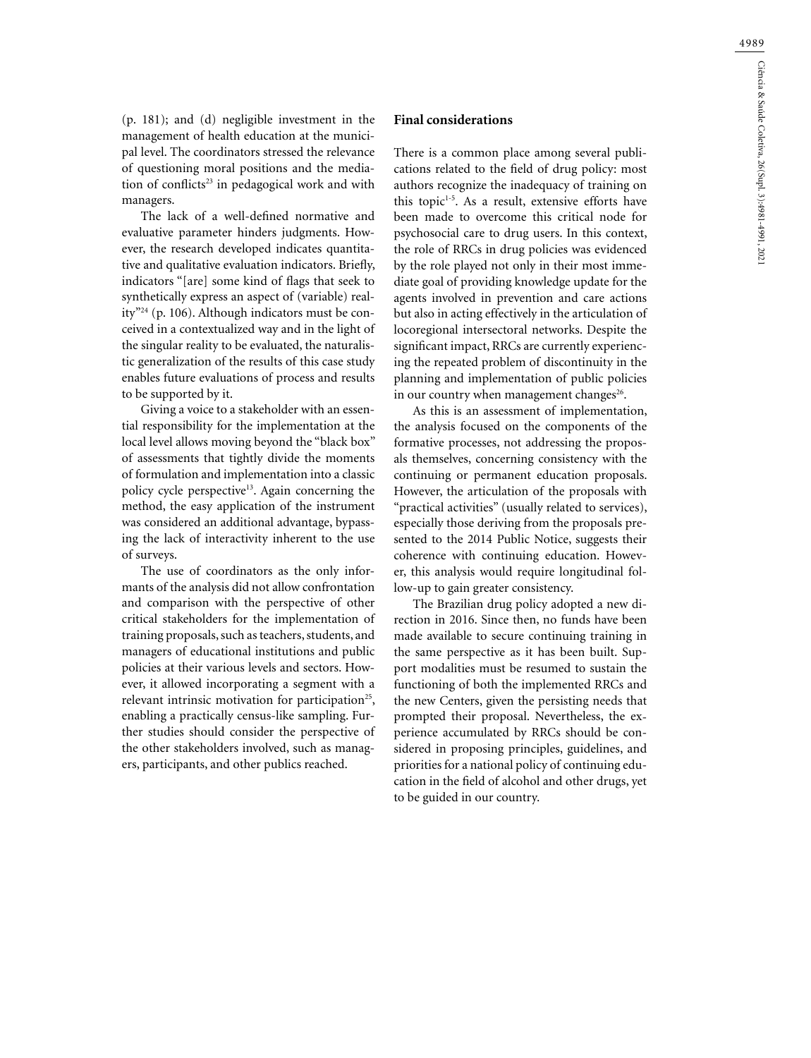(p. 181); and (d) negligible investment in the management of health education at the municipal level. The coordinators stressed the relevance of questioning moral positions and the mediation of conflicts[23] in pedagogical work and with managers.

The lack of a well-defined normative and evaluative parameter hinders judgments. However, the research developed indicates quantitative and qualitative evaluation indicators. Briefly, indicators "[are] some kind of flags that seek to synthetically express an aspect of (variable) reality"[24] (p. 106). Although indicators must be conceived in a contextualized way and in the light of the singular reality to be evaluated, the naturalistic generalization of the results of this case study enables future evaluations of process and results to be supported by it.

Giving a voice to a stakeholder with an essential responsibility for the implementation at the local level allows moving beyond the "black box" of assessments that tightly divide the moments of formulation and implementation into a classic policy cycle perspective[13]. Again concerning the method, the easy application of the instrument was considered an additional advantage, bypassing the lack of interactivity inherent to the use of surveys.

The use of coordinators as the only informants of the analysis did not allow confrontation and comparison with the perspective of other critical stakeholders for the implementation of training proposals, such as teachers, students, and managers of educational institutions and public policies at their various levels and sectors. However, it allowed incorporating a segment with a relevant intrinsic motivation for participation[25], enabling a practically census-like sampling. Further studies should consider the perspective of the other stakeholders involved, such as managers, participants, and other publics reached.

## Final considerations

There is a common place among several publications related to the field of drug policy: most authors recognize the inadequacy of training on this topic[1-5]. As a result, extensive efforts have been made to overcome this critical node for psychosocial care to drug users. In this context, the role of RRCs in drug policies was evidenced by the role played not only in their most immediate goal of providing knowledge update for the agents involved in prevention and care actions but also in acting effectively in the articulation of locoregional intersectoral networks. Despite the significant impact, RRCs are currently experiencing the repeated problem of discontinuity in the planning and implementation of public policies in our country when management changes[26].

As this is an assessment of implementation, the analysis focused on the components of the formative processes, not addressing the proposals themselves, concerning consistency with the continuing or permanent education proposals. However, the articulation of the proposals with "practical activities" (usually related to services), especially those deriving from the proposals presented to the 2014 Public Notice, suggests their coherence with continuing education. However, this analysis would require longitudinal follow-up to gain greater consistency.

The Brazilian drug policy adopted a new direction in 2016. Since then, no funds have been made available to secure continuing training in the same perspective as it has been built. Support modalities must be resumed to sustain the functioning of both the implemented RRCs and the new Centers, given the persisting needs that prompted their proposal. Nevertheless, the experience accumulated by RRCs should be considered in proposing principles, guidelines, and priorities for a national policy of continuing education in the field of alcohol and other drugs, yet to be guided in our country.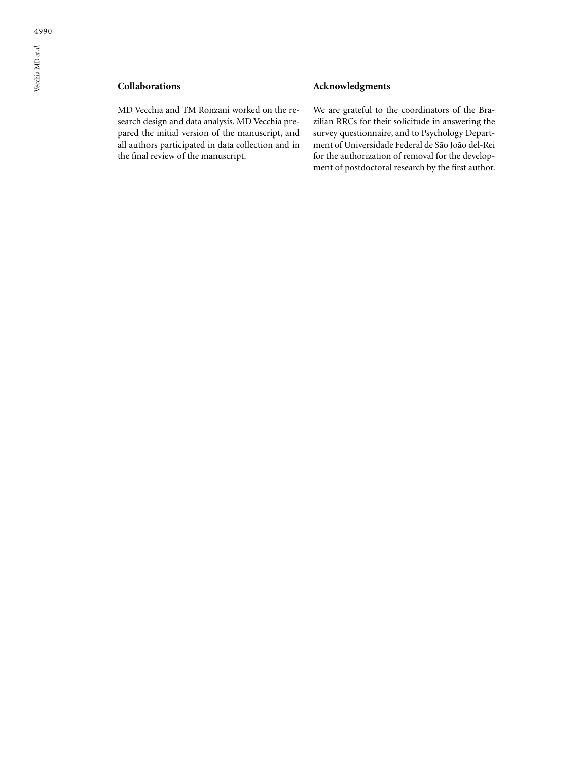## Collaborations

MD Vecchia and TM Ronzani worked on the research design and data analysis. MD Vecchia prepared the initial version of the manuscript, and all authors participated in data collection and in the final review of the manuscript.

## Acknowledgments

We are grateful to the coordinators of the Brazilian RRCs for their solicitude in answering the survey questionnaire, and to Psychology Department of Universidade Federal de São João del-Rei for the authorization of removal for the development of postdoctoral research by the first author.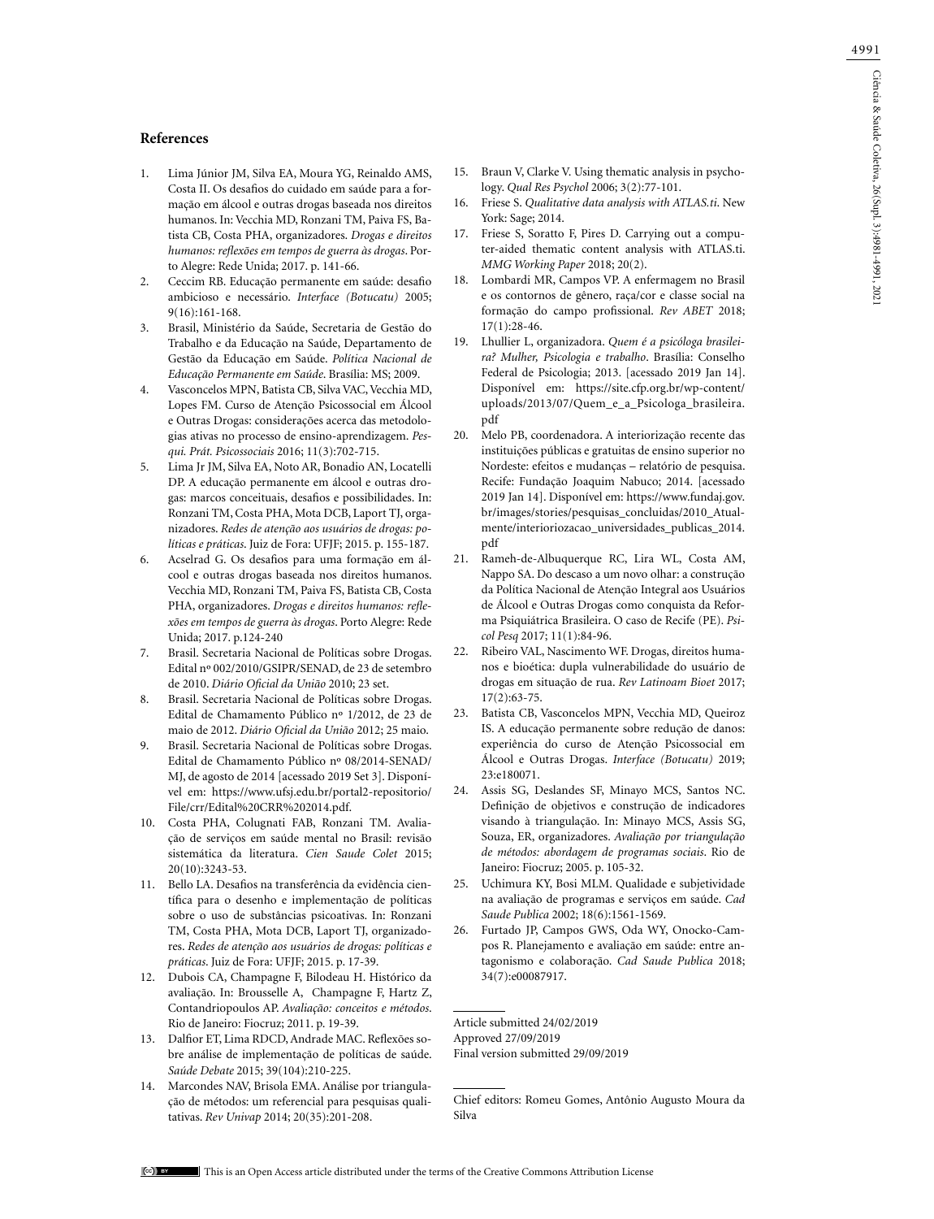## References

1. Lima Júnior JM, Silva EA, Moura YG, Reinaldo AMS, Costa II. Os desafios do cuidado em saúde para a formação em álcool e outras drogas baseada nos direitos humanos. In: Vecchia MD, Ronzani TM, Paiva FS, Batista CB, Costa PHA, organizadores. *Drogas e direitos humanos: reflexões em tempos de guerra às drogas*. Porto Alegre: Rede Unida; 2017. p. 141-66.
2. Ceccim RB. Educação permanente em saúde: desafio ambicioso e necessário. *Interface (Botucatu)* 2005; 9(16):161-168.
3. Brasil, Ministério da Saúde, Secretaria de Gestão do Trabalho e da Educação na Saúde, Departamento de Gestão da Educação em Saúde. *Política Nacional de Educação Permanente em Saúde*. Brasília: MS; 2009.
4. Vasconcelos MPN, Batista CB, Silva VAC, Vecchia MD, Lopes FM. Curso de Atenção Psicossocial em Álcool e Outras Drogas: considerações acerca das metodologias ativas no processo de ensino-aprendizagem. *Pesqui. Prát. Psicossociais* 2016; 11(3):702-715.
5. Lima Jr JM, Silva EA, Noto AR, Bonadio AN, Locatelli DP. A educação permanente em álcool e outras drogas: marcos conceituais, desafios e possibilidades. In: Ronzani TM, Costa PHA, Mota DCB, Laport TJ, organizadores. *Redes de atenção aos usuários de drogas: políticas e práticas*. Juiz de Fora: UFJF; 2015. p. 155-187.
6. Acselrad G. Os desafios para uma formação em álcool e outras drogas baseada nos direitos humanos. Vecchia MD, Ronzani TM, Paiva FS, Batista CB, Costa PHA, organizadores. *Drogas e direitos humanos: reflexões em tempos de guerra às drogas*. Porto Alegre: Rede Unida; 2017. p.124-240
7. Brasil. Secretaria Nacional de Políticas sobre Drogas. Edital nº 002/2010/GSIPR/SENAD, de 23 de setembro de 2010. *Diário Oficial da União* 2010; 23 set.
8. Brasil. Secretaria Nacional de Políticas sobre Drogas. Edital de Chamamento Público nº 1/2012, de 23 de maio de 2012. *Diário Oficial da União* 2012; 25 maio.
9. Brasil. Secretaria Nacional de Políticas sobre Drogas. Edital de Chamamento Público nº 08/2014-SENAD/MJ, de agosto de 2014 [acessado 2019 Set 3]. Disponível em: https://www.ufsj.edu.br/portal2-repositorio/File/crr/Edital%20CRR%202014.pdf.
10. Costa PHA, Colugnati FAB, Ronzani TM. Avaliação de serviços em saúde mental no Brasil: revisão sistemática da literatura. *Cien Saude Colet* 2015; 20(10):3243-53.
11. Bello LA. Desafios na transferência da evidência científica para o desenho e implementação de políticas sobre o uso de substâncias psicoativas. In: Ronzani TM, Costa PHA, Mota DCB, Laport TJ, organizadores. *Redes de atenção aos usuários de drogas: políticas e práticas*. Juiz de Fora: UFJF; 2015. p. 17-39.
12. Dubois CA, Champagne F, Bilodeau H. Histórico da avaliação. In: Brousselle A, Champagne F, Hartz Z, Contandriopoulos AP. *Avaliação: conceitos e métodos*. Rio de Janeiro: Fiocruz; 2011. p. 19-39.
13. Dalfior ET, Lima RDCD, Andrade MAC. Reflexões sobre análise de implementação de políticas de saúde. *Saúde Debate* 2015; 39(104):210-225.
14. Marcondes NAV, Brisola EMA. Análise por triangulação de métodos: um referencial para pesquisas qualitativas. *Rev Univap* 2014; 20(35):201-208.
15. Braun V, Clarke V. Using thematic analysis in psychology. *Qual Res Psychol* 2006; 3(2):77-101.
16. Friese S. *Qualitative data analysis with ATLAS.ti*. New York: Sage; 2014.
17. Friese S, Soratto F, Pires D. Carrying out a computer-aided thematic content analysis with ATLAS.ti. *MMG Working Paper* 2018; 20(2).
18. Lombardi MR, Campos VP. A enfermagem no Brasil e os contornos de gênero, raça/cor e classe social na formação do campo profissional. *Rev ABET* 2018; 17(1):28-46.
19. Lhullier L, organizadora. *Quem é a psicóloga brasileira? Mulher, Psicologia e trabalho*. Brasília: Conselho Federal de Psicologia; 2013. [acessado 2019 Jan 14]. Disponível em: https://site.cfp.org.br/wp-content/uploads/2013/07/Quem_e_a_Psicologa_brasileira.pdf
20. Melo PB, coordenadora. A interiorização recente das instituições públicas e gratuitas de ensino superior no Nordeste: efeitos e mudanças – relatório de pesquisa. Recife: Fundação Joaquim Nabuco; 2014. [acessado 2019 Jan 14]. Disponível em: https://www.fundaj.gov.br/images/stories/pesquisas_concluidas/2010_Atualmente/interioriozacao_universidades_publicas_2014.pdf
21. Rameh-de-Albuquerque RC, Lira WL, Costa AM, Nappo SA. Do descaso a um novo olhar: a construção da Política Nacional de Atenção Integral aos Usuários de Álcool e Outras Drogas como conquista da Reforma Psiquiátrica Brasileira. O caso de Recife (PE). *Psicol Pesq* 2017; 11(1):84-96.
22. Ribeiro VAL, Nascimento WF. Drogas, direitos humanos e bioética: dupla vulnerabilidade do usuário de drogas em situação de rua. *Rev Latinoam Bioet* 2017; 17(2):63-75.
23. Batista CB, Vasconcelos MPN, Vecchia MD, Queiroz IS. A educação permanente sobre redução de danos: experiência do curso de Atenção Psicossocial em Álcool e Outras Drogas. *Interface (Botucatu)* 2019; 23:e180071.
24. Assis SG, Deslandes SF, Minayo MCS, Santos NC. Definição de objetivos e construção de indicadores visando à triangulação. In: Minayo MCS, Assis SG, Souza, ER, organizadores. *Avaliação por triangulação de métodos: abordagem de programas sociais*. Rio de Janeiro: Fiocruz; 2005. p. 105-32.
25. Uchimura KY, Bosi MLM. Qualidade e subjetividade na avaliação de programas e serviços em saúde. *Cad Saude Publica* 2002; 18(6):1561-1569.
26. Furtado JP, Campos GWS, Oda WY, Onocko-Campos R. Planejamento e avaliação em saúde: entre antagonismo e colaboração. *Cad Saude Publica* 2018; 34(7):e00087917.

Article submitted 24/02/2019
Approved 27/09/2019
Final version submitted 29/09/2019

Chief editors: Romeu Gomes, Antônio Augusto Moura da Silva

This is an Open Access article distributed under the terms of the Creative Commons Attribution License